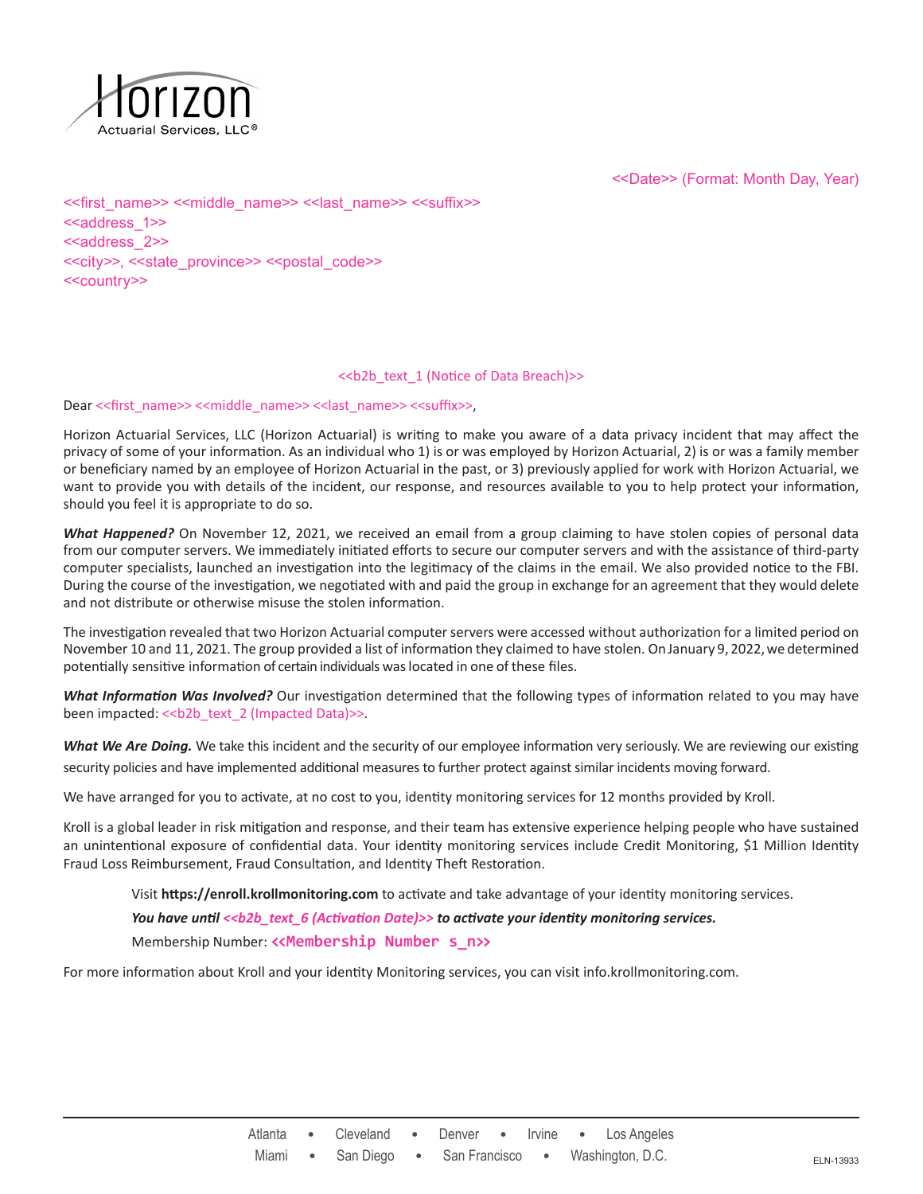Horizon
Actuarial Services, LLC®

<<Date>> (Format: Month Day, Year)

<<first_name>> <<middle_name>> <<last_name>> <<suffix>>
<<address_1>>
<<address_2>>
<<city>>, <<state_province>> <<postal_code>>
<<country>>

<<b2b_text_1 (Notice of Data Breach)>>

Dear <<first_name>> <<middle_name>> <<last_name>> <<suffix>>,

Horizon Actuarial Services, LLC (Horizon Actuarial) is writing to make you aware of a data privacy incident that may affect the privacy of some of your information. As an individual who 1) is or was employed by Horizon Actuarial, 2) is or was a family member or beneficiary named by an employee of Horizon Actuarial in the past, or 3) previously applied for work with Horizon Actuarial, we want to provide you with details of the incident, our response, and resources available to you to help protect your information, should you feel it is appropriate to do so.

***What Happened?*** On November 12, 2021, we received an email from a group claiming to have stolen copies of personal data from our computer servers. We immediately initiated efforts to secure our computer servers and with the assistance of third-party computer specialists, launched an investigation into the legitimacy of the claims in the email. We also provided notice to the FBI. During the course of the investigation, we negotiated with and paid the group in exchange for an agreement that they would delete and not distribute or otherwise misuse the stolen information.

The investigation revealed that two Horizon Actuarial computer servers were accessed without authorization for a limited period on November 10 and 11, 2021. The group provided a list of information they claimed to have stolen. On January 9, 2022, we determined potentially sensitive information of certain individuals was located in one of these files.

***What Information Was Involved?*** Our investigation determined that the following types of information related to you may have been impacted: <<b2b_text_2 (Impacted Data)>>.

***What We Are Doing.*** We take this incident and the security of our employee information very seriously. We are reviewing our existing security policies and have implemented additional measures to further protect against similar incidents moving forward.

We have arranged for you to activate, at no cost to you, identity monitoring services for 12 months provided by Kroll.

Kroll is a global leader in risk mitigation and response, and their team has extensive experience helping people who have sustained an unintentional exposure of confidential data. Your identity monitoring services include Credit Monitoring, $1 Million Identity Fraud Loss Reimbursement, Fraud Consultation, and Identity Theft Restoration.

> Visit **https://enroll.krollmonitoring.com** to activate and take advantage of your identity monitoring services.
>
> ***You have until <<b2b_text_6 (Activation Date)>> to activate your identity monitoring services.***
>
> Membership Number: **<<Membership Number s_n>>**

For more information about Kroll and your identity Monitoring services, you can visit info.krollmonitoring.com.

Atlanta • Cleveland • Denver • Irvine • Los Angeles
Miami • San Diego • San Francisco • Washington, D.C.

ELN-13933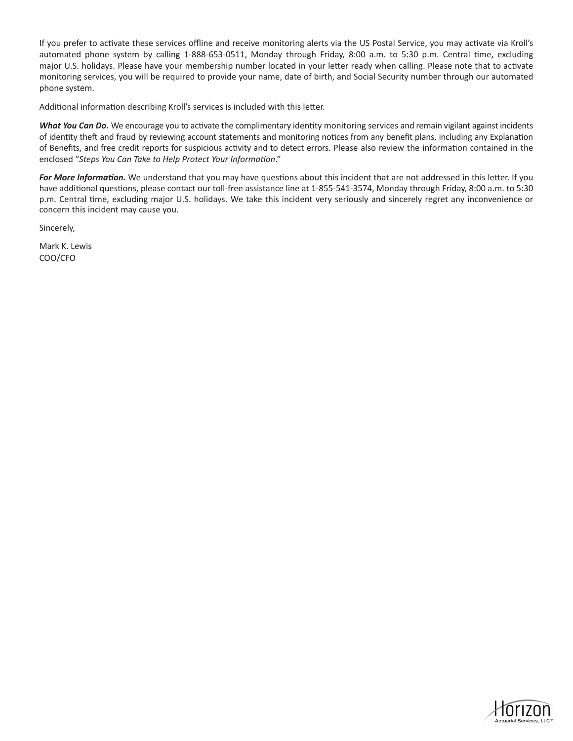If you prefer to activate these services offline and receive monitoring alerts via the US Postal Service, you may activate via Kroll's automated phone system by calling 1-888-653-0511, Monday through Friday, 8:00 a.m. to 5:30 p.m. Central time, excluding major U.S. holidays. Please have your membership number located in your letter ready when calling. Please note that to activate monitoring services, you will be required to provide your name, date of birth, and Social Security number through our automated phone system.

Additional information describing Kroll's services is included with this letter.

***What You Can Do.*** We encourage you to activate the complimentary identity monitoring services and remain vigilant against incidents of identity theft and fraud by reviewing account statements and monitoring notices from any benefit plans, including any Explanation of Benefits, and free credit reports for suspicious activity and to detect errors. Please also review the information contained in the enclosed "*Steps You Can Take to Help Protect Your Information*."

***For More Information.*** We understand that you may have questions about this incident that are not addressed in this letter. If you have additional questions, please contact our toll-free assistance line at 1-855-541-3574, Monday through Friday, 8:00 a.m. to 5:30 p.m. Central time, excluding major U.S. holidays. We take this incident very seriously and sincerely regret any inconvenience or concern this incident may cause you.

Sincerely,

Mark K. Lewis
COO/CFO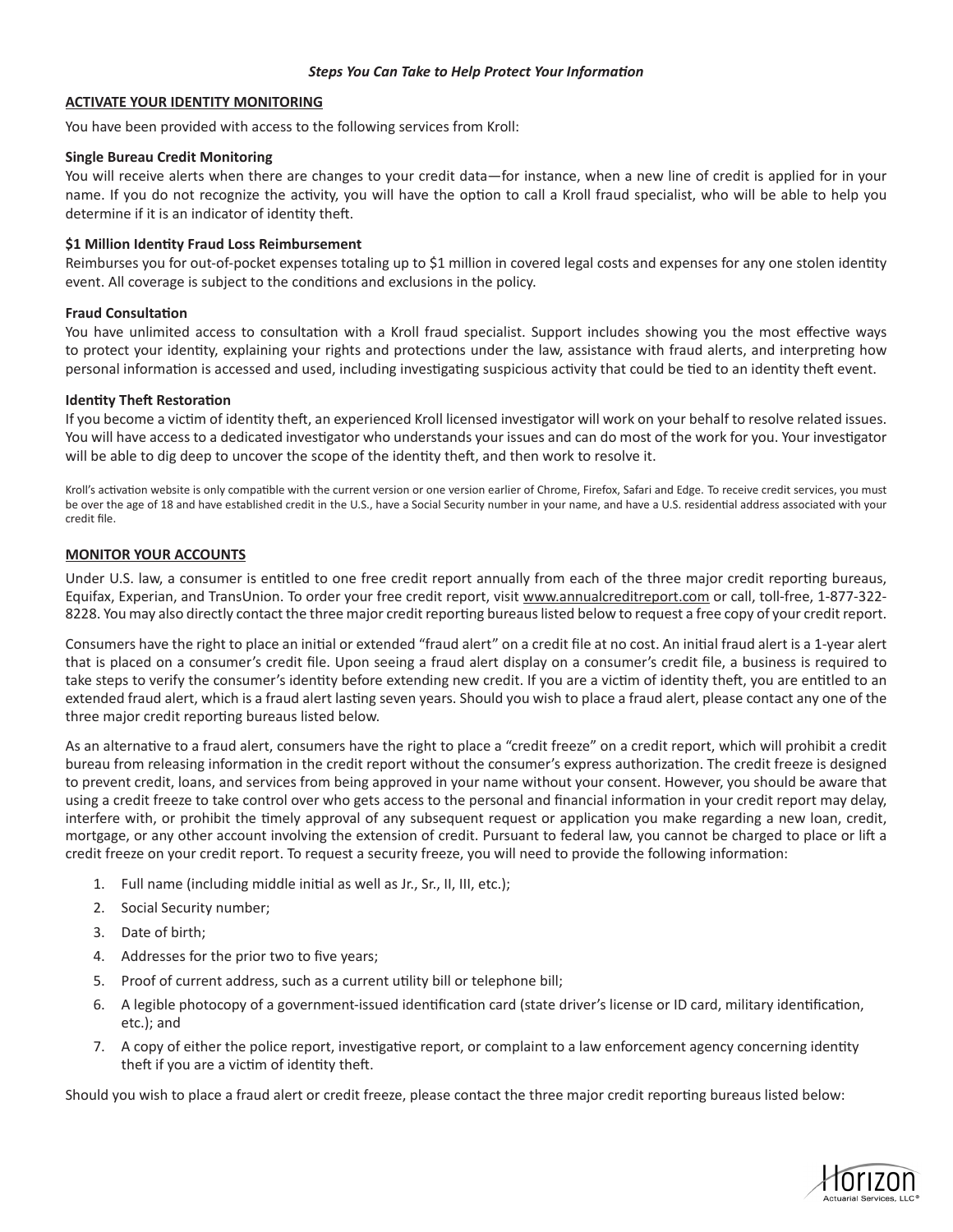***Steps You Can Take to Help Protect Your Information***

## ACTIVATE YOUR IDENTITY MONITORING

You have been provided with access to the following services from Kroll:

**Single Bureau Credit Monitoring**
You will receive alerts when there are changes to your credit data—for instance, when a new line of credit is applied for in your name. If you do not recognize the activity, you will have the option to call a Kroll fraud specialist, who will be able to help you determine if it is an indicator of identity theft.

**$1 Million Identity Fraud Loss Reimbursement**
Reimburses you for out-of-pocket expenses totaling up to $1 million in covered legal costs and expenses for any one stolen identity event. All coverage is subject to the conditions and exclusions in the policy.

**Fraud Consultation**
You have unlimited access to consultation with a Kroll fraud specialist. Support includes showing you the most effective ways to protect your identity, explaining your rights and protections under the law, assistance with fraud alerts, and interpreting how personal information is accessed and used, including investigating suspicious activity that could be tied to an identity theft event.

**Identity Theft Restoration**
If you become a victim of identity theft, an experienced Kroll licensed investigator will work on your behalf to resolve related issues. You will have access to a dedicated investigator who understands your issues and can do most of the work for you. Your investigator will be able to dig deep to uncover the scope of the identity theft, and then work to resolve it.

Kroll's activation website is only compatible with the current version or one version earlier of Chrome, Firefox, Safari and Edge. To receive credit services, you must be over the age of 18 and have established credit in the U.S., have a Social Security number in your name, and have a U.S. residential address associated with your credit file.

## MONITOR YOUR ACCOUNTS

Under U.S. law, a consumer is entitled to one free credit report annually from each of the three major credit reporting bureaus, Equifax, Experian, and TransUnion. To order your free credit report, visit www.annualcreditreport.com or call, toll-free, 1-877-322-8228. You may also directly contact the three major credit reporting bureaus listed below to request a free copy of your credit report.

Consumers have the right to place an initial or extended "fraud alert" on a credit file at no cost. An initial fraud alert is a 1-year alert that is placed on a consumer's credit file. Upon seeing a fraud alert display on a consumer's credit file, a business is required to take steps to verify the consumer's identity before extending new credit. If you are a victim of identity theft, you are entitled to an extended fraud alert, which is a fraud alert lasting seven years. Should you wish to place a fraud alert, please contact any one of the three major credit reporting bureaus listed below.

As an alternative to a fraud alert, consumers have the right to place a "credit freeze" on a credit report, which will prohibit a credit bureau from releasing information in the credit report without the consumer's express authorization. The credit freeze is designed to prevent credit, loans, and services from being approved in your name without your consent. However, you should be aware that using a credit freeze to take control over who gets access to the personal and financial information in your credit report may delay, interfere with, or prohibit the timely approval of any subsequent request or application you make regarding a new loan, credit, mortgage, or any other account involving the extension of credit. Pursuant to federal law, you cannot be charged to place or lift a credit freeze on your credit report. To request a security freeze, you will need to provide the following information:

1. Full name (including middle initial as well as Jr., Sr., II, III, etc.);
2. Social Security number;
3. Date of birth;
4. Addresses for the prior two to five years;
5. Proof of current address, such as a current utility bill or telephone bill;
6. A legible photocopy of a government-issued identification card (state driver's license or ID card, military identification, etc.); and
7. A copy of either the police report, investigative report, or complaint to a law enforcement agency concerning identity theft if you are a victim of identity theft.

Should you wish to place a fraud alert or credit freeze, please contact the three major credit reporting bureaus listed below: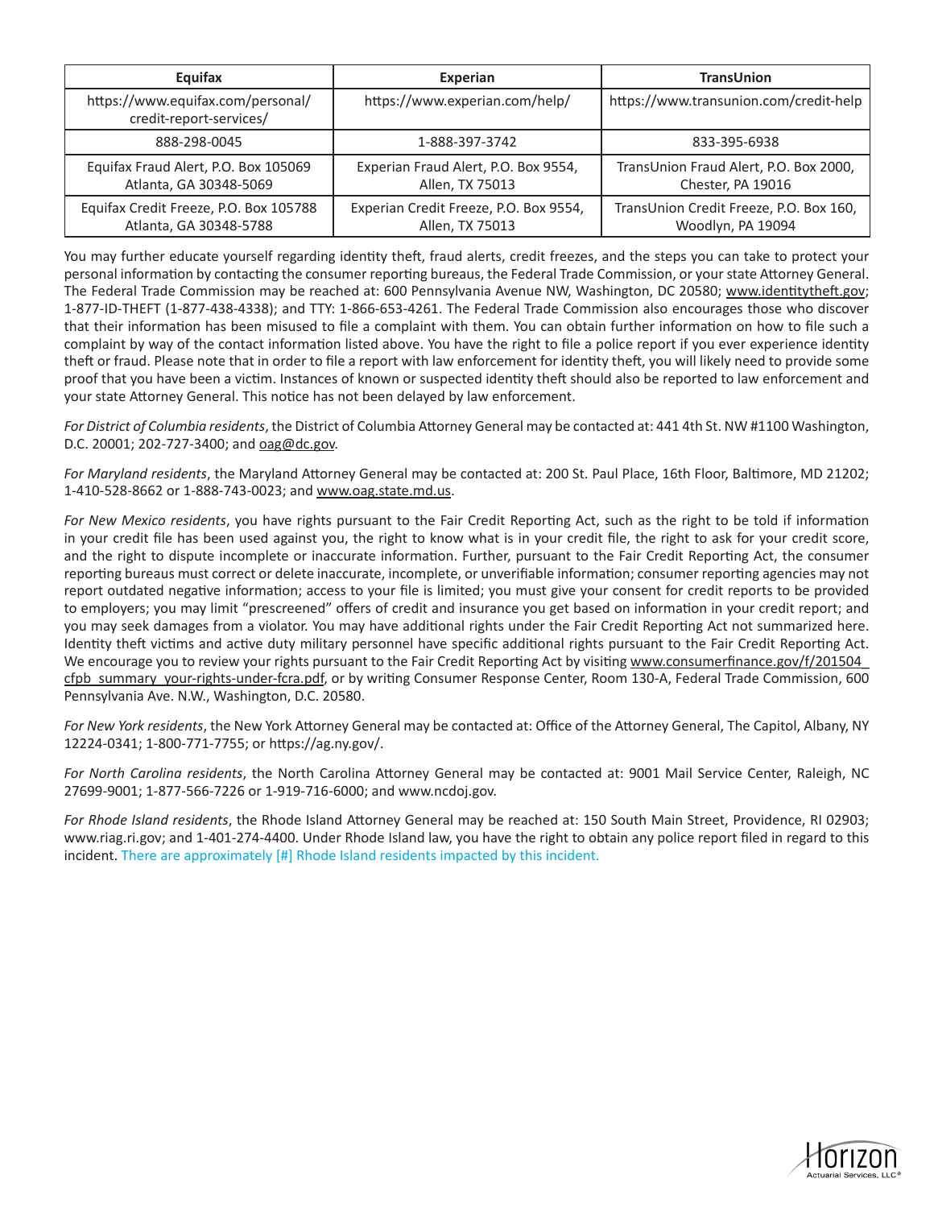| Equifax | Experian | TransUnion |
|---|---|---|
| https://www.equifax.com/personal/credit-report-services/ | https://www.experian.com/help/ | https://www.transunion.com/credit-help |
| 888-298-0045 | 1-888-397-3742 | 833-395-6938 |
| Equifax Fraud Alert, P.O. Box 105069 Atlanta, GA 30348-5069 | Experian Fraud Alert, P.O. Box 9554, Allen, TX 75013 | TransUnion Fraud Alert, P.O. Box 2000, Chester, PA 19016 |
| Equifax Credit Freeze, P.O. Box 105788 Atlanta, GA 30348-5788 | Experian Credit Freeze, P.O. Box 9554, Allen, TX 75013 | TransUnion Credit Freeze, P.O. Box 160, Woodlyn, PA 19094 |

You may further educate yourself regarding identity theft, fraud alerts, credit freezes, and the steps you can take to protect your personal information by contacting the consumer reporting bureaus, the Federal Trade Commission, or your state Attorney General. The Federal Trade Commission may be reached at: 600 Pennsylvania Avenue NW, Washington, DC 20580; www.identitytheft.gov; 1-877-ID-THEFT (1-877-438-4338); and TTY: 1-866-653-4261. The Federal Trade Commission also encourages those who discover that their information has been misused to file a complaint with them. You can obtain further information on how to file such a complaint by way of the contact information listed above. You have the right to file a police report if you ever experience identity theft or fraud. Please note that in order to file a report with law enforcement for identity theft, you will likely need to provide some proof that you have been a victim. Instances of known or suspected identity theft should also be reported to law enforcement and your state Attorney General. This notice has not been delayed by law enforcement.

*For District of Columbia residents*, the District of Columbia Attorney General may be contacted at: 441 4th St. NW #1100 Washington, D.C. 20001; 202-727-3400; and oag@dc.gov.

*For Maryland residents*, the Maryland Attorney General may be contacted at: 200 St. Paul Place, 16th Floor, Baltimore, MD 21202; 1-410-528-8662 or 1-888-743-0023; and www.oag.state.md.us.

*For New Mexico residents*, you have rights pursuant to the Fair Credit Reporting Act, such as the right to be told if information in your credit file has been used against you, the right to know what is in your credit file, the right to ask for your credit score, and the right to dispute incomplete or inaccurate information. Further, pursuant to the Fair Credit Reporting Act, the consumer reporting bureaus must correct or delete inaccurate, incomplete, or unverifiable information; consumer reporting agencies may not report outdated negative information; access to your file is limited; you must give your consent for credit reports to be provided to employers; you may limit "prescreened" offers of credit and insurance you get based on information in your credit report; and you may seek damages from a violator. You may have additional rights under the Fair Credit Reporting Act not summarized here. Identity theft victims and active duty military personnel have specific additional rights pursuant to the Fair Credit Reporting Act. We encourage you to review your rights pursuant to the Fair Credit Reporting Act by visiting www.consumerfinance.gov/f/201504_cfpb_summary_your-rights-under-fcra.pdf, or by writing Consumer Response Center, Room 130-A, Federal Trade Commission, 600 Pennsylvania Ave. N.W., Washington, D.C. 20580.

*For New York residents*, the New York Attorney General may be contacted at: Office of the Attorney General, The Capitol, Albany, NY 12224-0341; 1-800-771-7755; or https://ag.ny.gov/.

*For North Carolina residents*, the North Carolina Attorney General may be contacted at: 9001 Mail Service Center, Raleigh, NC 27699-9001; 1-877-566-7226 or 1-919-716-6000; and www.ncdoj.gov.

*For Rhode Island residents*, the Rhode Island Attorney General may be reached at: 150 South Main Street, Providence, RI 02903; www.riag.ri.gov; and 1-401-274-4400. Under Rhode Island law, you have the right to obtain any police report filed in regard to this incident. There are approximately [#] Rhode Island residents impacted by this incident.

Horizon
Actuarial Services, LLC®